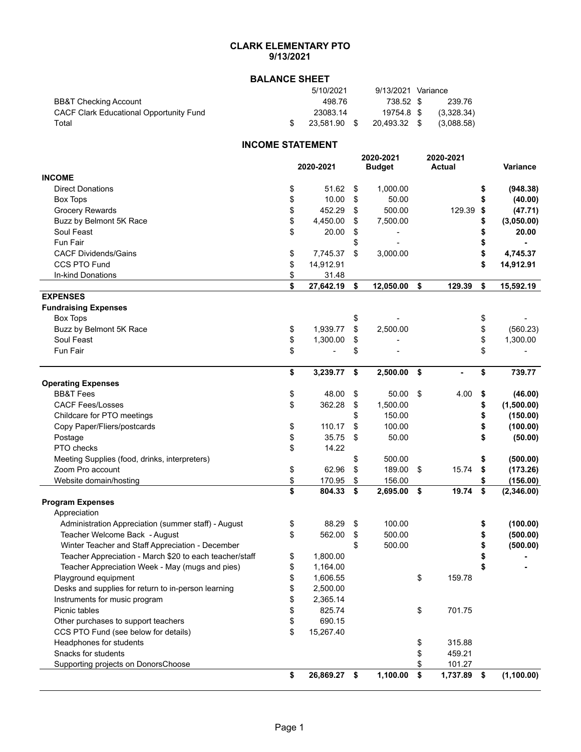# CLARK ELEMENTARY PTO
## 9/13/2021

### BALANCE SHEET

| | 5/10/2021 | 9/13/2021 | Variance |
|---|---|---|---|
| BB&T Checking Account | 498.76 | 738.52 | $ 239.76 |
| CACF Clark Educational Opportunity Fund | 23083.14 | 19754.8 | $ (3,328.34) |
| Total | $ 23,581.90 | $ 20,493.32 | $ (3,088.58) |

### INCOME STATEMENT

| | 2020-2021 | 2020-2021 Budget | 2020-2021 Actual | Variance |
|---|---|---|---|---|
| **INCOME** | | | | |
| Direct Donations | $ 51.62 | $ 1,000.00 | | **$ (948.38)** |
| Box Tops | $ 10.00 | $ 50.00 | | **$ (40.00)** |
| Grocery Rewards | $ 452.29 | $ 500.00 | 129.39 | **$ (47.71)** |
| Buzz by Belmont 5K Race | $ 4,450.00 | $ 7,500.00 | | **$ (3,050.00)** |
| Soul Feast | $ 20.00 | $ - | | **$ 20.00** |
| Fun Fair | | $ - | | **$ -** |
| CACF Dividends/Gains | $ 7,745.37 | $ 3,000.00 | | **$ 4,745.37** |
| CCS PTO Fund | $ 14,912.91 | | | **$ 14,912.91** |
| In-kind Donations | $ 31.48 | | | |
| | **$ 27,642.19** | **$ 12,050.00** | **$ 129.39** | **$ 15,592.19** |
| **EXPENSES** | | | | |
| **Fundraising Expenses** | | | | |
| Box Tops | | $ - | | $ - |
| Buzz by Belmont 5K Race | $ 1,939.77 | $ 2,500.00 | | $ (560.23) |
| Soul Feast | $ 1,300.00 | $ - | | $ 1,300.00 |
| Fun Fair | $ - | $ - | | $ - |
| | **$ 3,239.77** | **$ 2,500.00** | **$ -** | **$ 739.77** |
| **Operating Expenses** | | | | |
| BB&T Fees | $ 48.00 | $ 50.00 | $ 4.00 | **$ (46.00)** |
| CACF Fees/Losses | $ 362.28 | $ 1,500.00 | | **$ (1,500.00)** |
| Childcare for PTO meetings | | $ 150.00 | | **$ (150.00)** |
| Copy Paper/Fliers/postcards | $ 110.17 | $ 100.00 | | **$ (100.00)** |
| Postage | $ 35.75 | $ 50.00 | | **$ (50.00)** |
| PTO checks | $ 14.22 | | | |
| Meeting Supplies (food, drinks, interpreters) | | $ 500.00 | | **$ (500.00)** |
| Zoom Pro account | $ 62.96 | $ 189.00 | $ 15.74 | **$ (173.26)** |
| Website domain/hosting | $ 170.95 | $ 156.00 | | **$ (156.00)** |
| | **$ 804.33** | **$ 2,695.00** | **$ 19.74** | **$ (2,346.00)** |
| **Program Expenses** | | | | |
| Appreciation | | | | |
| Administration Appreciation (summer staff) - August | $ 88.29 | $ 100.00 | | **$ (100.00)** |
| Teacher Welcome Back - August | $ 562.00 | $ 500.00 | | **$ (500.00)** |
| Winter Teacher and Staff Appreciation - December | | $ 500.00 | | **$ (500.00)** |
| Teacher Appreciation - March $20 to each teacher/staff | $ 1,800.00 | | | **$ -** |
| Teacher Appreciation Week - May (mugs and pies) | $ 1,164.00 | | | **$ -** |
| Playground equipment | $ 1,606.55 | | $ 159.78 | |
| Desks and supplies for return to in-person learning | $ 2,500.00 | | | |
| Instruments for music program | $ 2,365.14 | | | |
| Picnic tables | $ 825.74 | | $ 701.75 | |
| Other purchases to support teachers | $ 690.15 | | | |
| CCS PTO Fund (see below for details) | $ 15,267.40 | | | |
| Headphones for students | | | $ 315.88 | |
| Snacks for students | | | $ 459.21 | |
| Supporting projects on DonorsChoose | | | $ 101.27 | |
| | **$ 26,869.27** | **$ 1,100.00** | **$ 1,737.89** | **$ (1,100.00)** |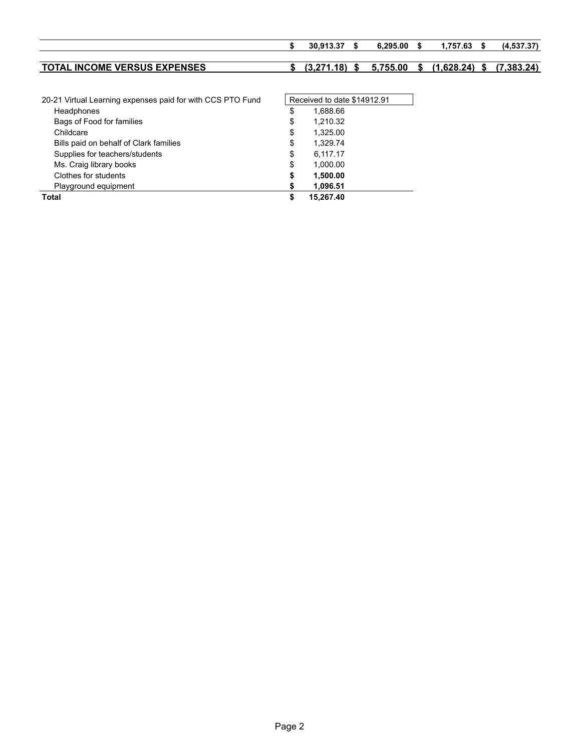| | | | | |
|---|---|---|---|---|
| | $ 30,913.37 | $ 6,295.00 | $ 1,757.63 | $ (4,537.37) |
| **TOTAL INCOME VERSUS EXPENSES** | **$ (3,271.18)** | **$ 5,755.00** | **$ (1,628.24)** | **$ (7,383.24)** |

| 20-21 Virtual Learning expenses paid for with CCS PTO Fund | Received to date $14912.91 |
|---|---|
| Headphones | $ 1,688.66 |
| Bags of Food for families | $ 1,210.32 |
| Childcare | $ 1,325.00 |
| Bills paid on behalf of Clark families | $ 1,329.74 |
| Supplies for teachers/students | $ 6,117.17 |
| Ms. Craig library books | $ 1,000.00 |
| Clothes for students | **$ 1,500.00** |
| Playground equipment | **$ 1,096.51** |
| **Total** | **$ 15,267.40** |